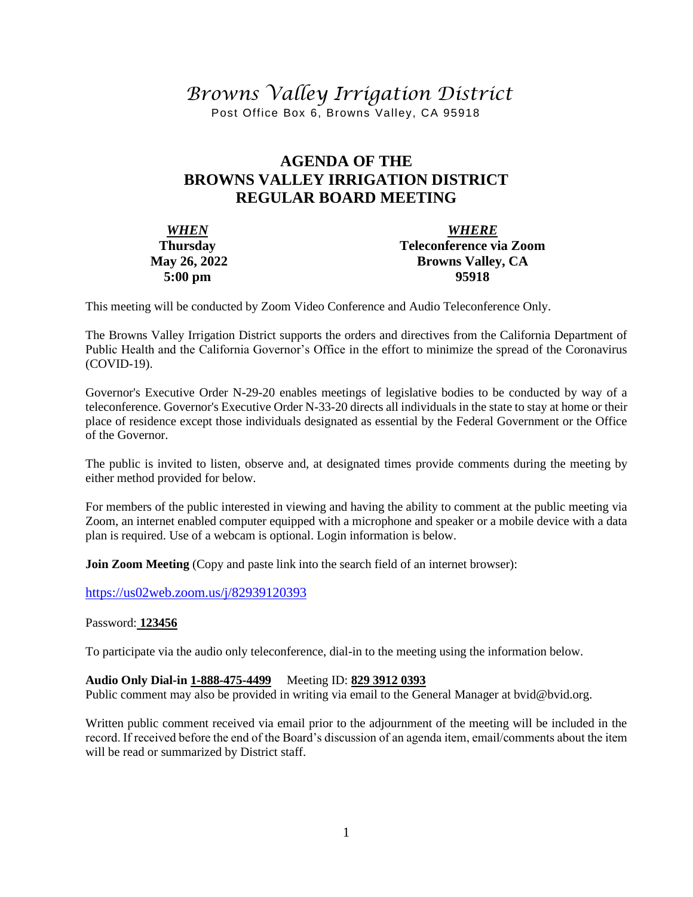# *Browns Valley Irrigation District*

Post Office Box 6, Browns Valley, CA 95918

## AGENDA OF THE BROWNS VALLEY IRRIGATION DISTRICT REGULAR BOARD MEETING

| ***WHEN*** | ***WHERE*** |
|---|---|
| **Thursday** | **Teleconference via Zoom** |
| **May 26, 2022** | **Browns Valley, CA** |
| **5:00 pm** | **95918** |

This meeting will be conducted by Zoom Video Conference and Audio Teleconference Only.

The Browns Valley Irrigation District supports the orders and directives from the California Department of Public Health and the California Governor's Office in the effort to minimize the spread of the Coronavirus (COVID-19).

Governor's Executive Order N-29-20 enables meetings of legislative bodies to be conducted by way of a teleconference. Governor's Executive Order N-33-20 directs all individuals in the state to stay at home or their place of residence except those individuals designated as essential by the Federal Government or the Office of the Governor.

The public is invited to listen, observe and, at designated times provide comments during the meeting by either method provided for below.

For members of the public interested in viewing and having the ability to comment at the public meeting via Zoom, an internet enabled computer equipped with a microphone and speaker or a mobile device with a data plan is required. Use of a webcam is optional. Login information is below.

**Join Zoom Meeting** (Copy and paste link into the search field of an internet browser):

https://us02web.zoom.us/j/82939120393

Password: **123456**

To participate via the audio only teleconference, dial-in to the meeting using the information below.

**Audio Only Dial-in 1-888-475-4499** Meeting ID: **829 3912 0393**
Public comment may also be provided in writing via email to the General Manager at bvid@bvid.org.

Written public comment received via email prior to the adjournment of the meeting will be included in the record. If received before the end of the Board's discussion of an agenda item, email/comments about the item will be read or summarized by District staff.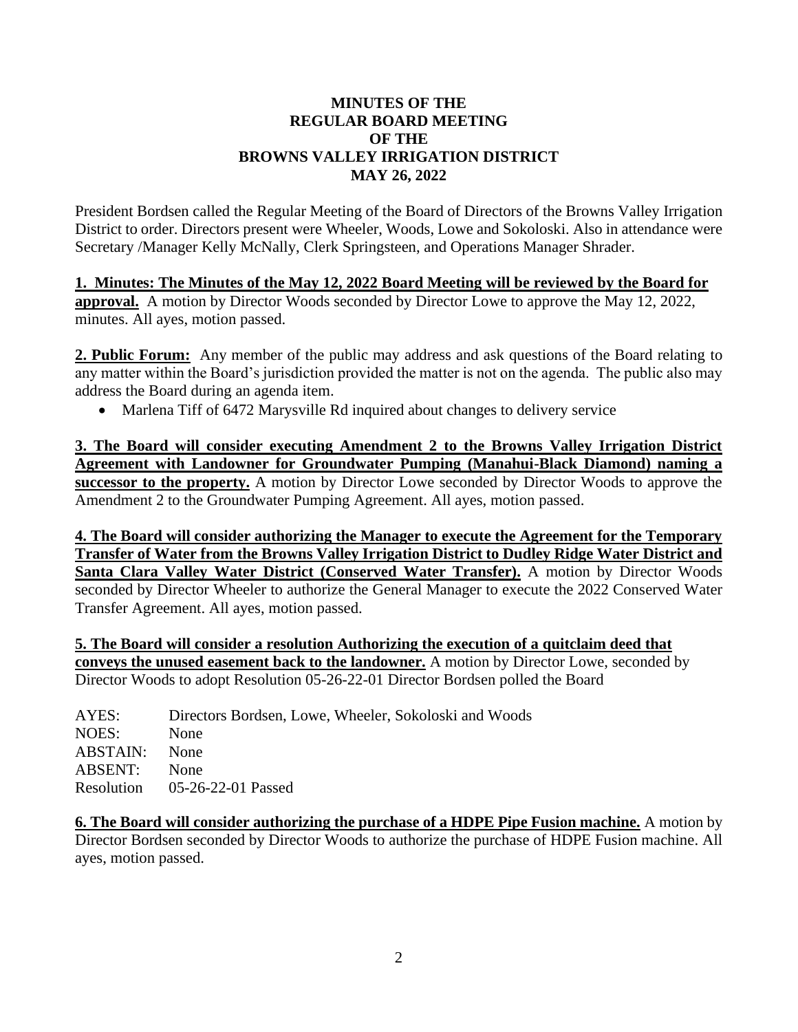**MINUTES OF THE**
**REGULAR BOARD MEETING**
**OF THE**
**BROWNS VALLEY IRRIGATION DISTRICT**
**MAY 26, 2022**

President Bordsen called the Regular Meeting of the Board of Directors of the Browns Valley Irrigation District to order. Directors present were Wheeler, Woods, Lowe and Sokoloski. Also in attendance were Secretary /Manager Kelly McNally, Clerk Springsteen, and Operations Manager Shrader.

**1. Minutes: The Minutes of the May 12, 2022 Board Meeting will be reviewed by the Board for approval.** A motion by Director Woods seconded by Director Lowe to approve the May 12, 2022, minutes. All ayes, motion passed.

**2. Public Forum:** Any member of the public may address and ask questions of the Board relating to any matter within the Board's jurisdiction provided the matter is not on the agenda. The public also may address the Board during an agenda item.

- Marlena Tiff of 6472 Marysville Rd inquired about changes to delivery service

**3. The Board will consider executing Amendment 2 to the Browns Valley Irrigation District Agreement with Landowner for Groundwater Pumping (Manahui-Black Diamond) naming a successor to the property.** A motion by Director Lowe seconded by Director Woods to approve the Amendment 2 to the Groundwater Pumping Agreement. All ayes, motion passed.

**4. The Board will consider authorizing the Manager to execute the Agreement for the Temporary Transfer of Water from the Browns Valley Irrigation District to Dudley Ridge Water District and Santa Clara Valley Water District (Conserved Water Transfer).** A motion by Director Woods seconded by Director Wheeler to authorize the General Manager to execute the 2022 Conserved Water Transfer Agreement. All ayes, motion passed.

**5. The Board will consider a resolution Authorizing the execution of a quitclaim deed that conveys the unused easement back to the landowner.** A motion by Director Lowe, seconded by Director Woods to adopt Resolution 05-26-22-01 Director Bordsen polled the Board

AYES: Directors Bordsen, Lowe, Wheeler, Sokoloski and Woods
NOES: None
ABSTAIN: None
ABSENT: None
Resolution 05-26-22-01 Passed

**6. The Board will consider authorizing the purchase of a HDPE Pipe Fusion machine.** A motion by Director Bordsen seconded by Director Woods to authorize the purchase of HDPE Fusion machine. All ayes, motion passed.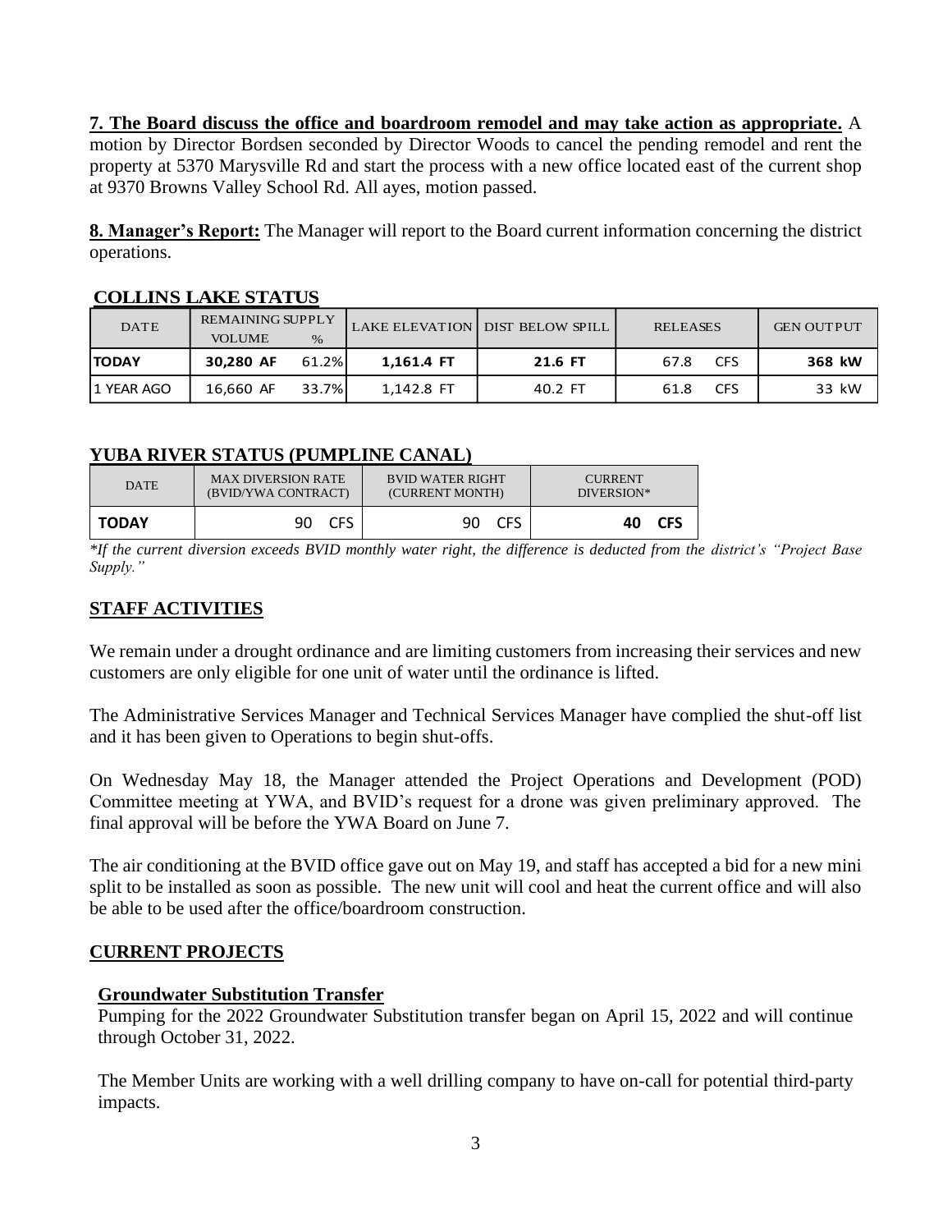**7. The Board discuss the office and boardroom remodel and may take action as appropriate.** A motion by Director Bordsen seconded by Director Woods to cancel the pending remodel and rent the property at 5370 Marysville Rd and start the process with a new office located east of the current shop at 9370 Browns Valley School Rd. All ayes, motion passed.

**8. Manager's Report:** The Manager will report to the Board current information concerning the district operations.

## COLLINS LAKE STATUS

| DATE | REMAINING SUPPLY VOLUME | % | LAKE ELEVATION | DIST BELOW SPILL | RELEASES | GEN OUTPUT |
|---|---|---|---|---|---|---|
| **TODAY** | **30,280 AF** | 61.2% | **1,161.4 FT** | **21.6 FT** | 67.8 CFS | **368 kW** |
| 1 YEAR AGO | 16,660 AF | 33.7% | 1,142.8 FT | 40.2 FT | 61.8 CFS | 33 kW |

## YUBA RIVER STATUS (PUMPLINE CANAL)

| DATE | MAX DIVERSION RATE (BVID/YWA CONTRACT) | BVID WATER RIGHT (CURRENT MONTH) | CURRENT DIVERSION* |
|---|---|---|---|
| **TODAY** | 90 CFS | 90 CFS | **40 CFS** |

*\*If the current diversion exceeds BVID monthly water right, the difference is deducted from the district's "Project Base Supply."*

## STAFF ACTIVITIES

We remain under a drought ordinance and are limiting customers from increasing their services and new customers are only eligible for one unit of water until the ordinance is lifted.

The Administrative Services Manager and Technical Services Manager have complied the shut-off list and it has been given to Operations to begin shut-offs.

On Wednesday May 18, the Manager attended the Project Operations and Development (POD) Committee meeting at YWA, and BVID's request for a drone was given preliminary approved. The final approval will be before the YWA Board on June 7.

The air conditioning at the BVID office gave out on May 19, and staff has accepted a bid for a new mini split to be installed as soon as possible. The new unit will cool and heat the current office and will also be able to be used after the office/boardroom construction.

## CURRENT PROJECTS

### Groundwater Substitution Transfer

Pumping for the 2022 Groundwater Substitution transfer began on April 15, 2022 and will continue through October 31, 2022.

The Member Units are working with a well drilling company to have on-call for potential third-party impacts.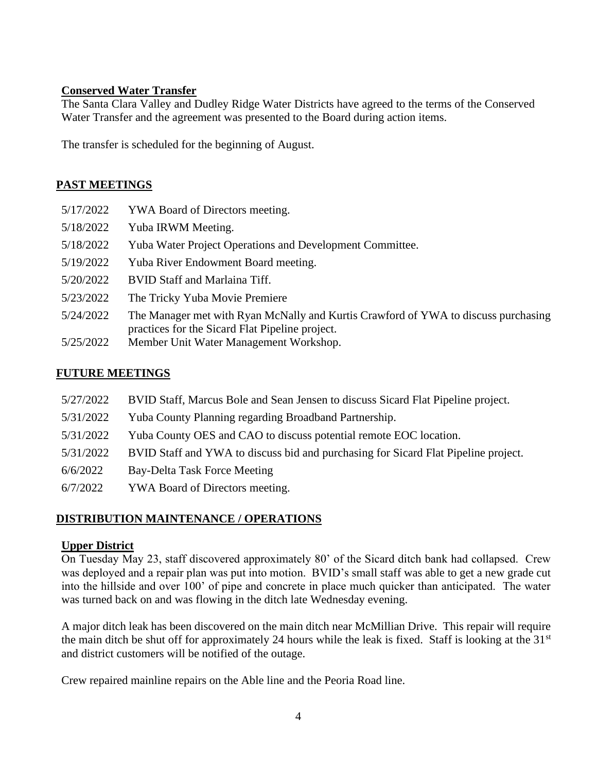**Conserved Water Transfer**

The Santa Clara Valley and Dudley Ridge Water Districts have agreed to the terms of the Conserved Water Transfer and the agreement was presented to the Board during action items.

The transfer is scheduled for the beginning of August.

## PAST MEETINGS

| | |
|---|---|
| 5/17/2022 | YWA Board of Directors meeting. |
| 5/18/2022 | Yuba IRWM Meeting. |
| 5/18/2022 | Yuba Water Project Operations and Development Committee. |
| 5/19/2022 | Yuba River Endowment Board meeting. |
| 5/20/2022 | BVID Staff and Marlaina Tiff. |
| 5/23/2022 | The Tricky Yuba Movie Premiere |
| 5/24/2022 | The Manager met with Ryan McNally and Kurtis Crawford of YWA to discuss purchasing practices for the Sicard Flat Pipeline project. |
| 5/25/2022 | Member Unit Water Management Workshop. |

## FUTURE MEETINGS

| | |
|---|---|
| 5/27/2022 | BVID Staff, Marcus Bole and Sean Jensen to discuss Sicard Flat Pipeline project. |
| 5/31/2022 | Yuba County Planning regarding Broadband Partnership. |
| 5/31/2022 | Yuba County OES and CAO to discuss potential remote EOC location. |
| 5/31/2022 | BVID Staff and YWA to discuss bid and purchasing for Sicard Flat Pipeline project. |
| 6/6/2022 | Bay-Delta Task Force Meeting |
| 6/7/2022 | YWA Board of Directors meeting. |

## DISTRIBUTION MAINTENANCE / OPERATIONS

**Upper District**

On Tuesday May 23, staff discovered approximately 80' of the Sicard ditch bank had collapsed. Crew was deployed and a repair plan was put into motion. BVID's small staff was able to get a new grade cut into the hillside and over 100' of pipe and concrete in place much quicker than anticipated. The water was turned back on and was flowing in the ditch late Wednesday evening.

A major ditch leak has been discovered on the main ditch near McMillian Drive. This repair will require the main ditch be shut off for approximately 24 hours while the leak is fixed. Staff is looking at the 31st and district customers will be notified of the outage.

Crew repaired mainline repairs on the Able line and the Peoria Road line.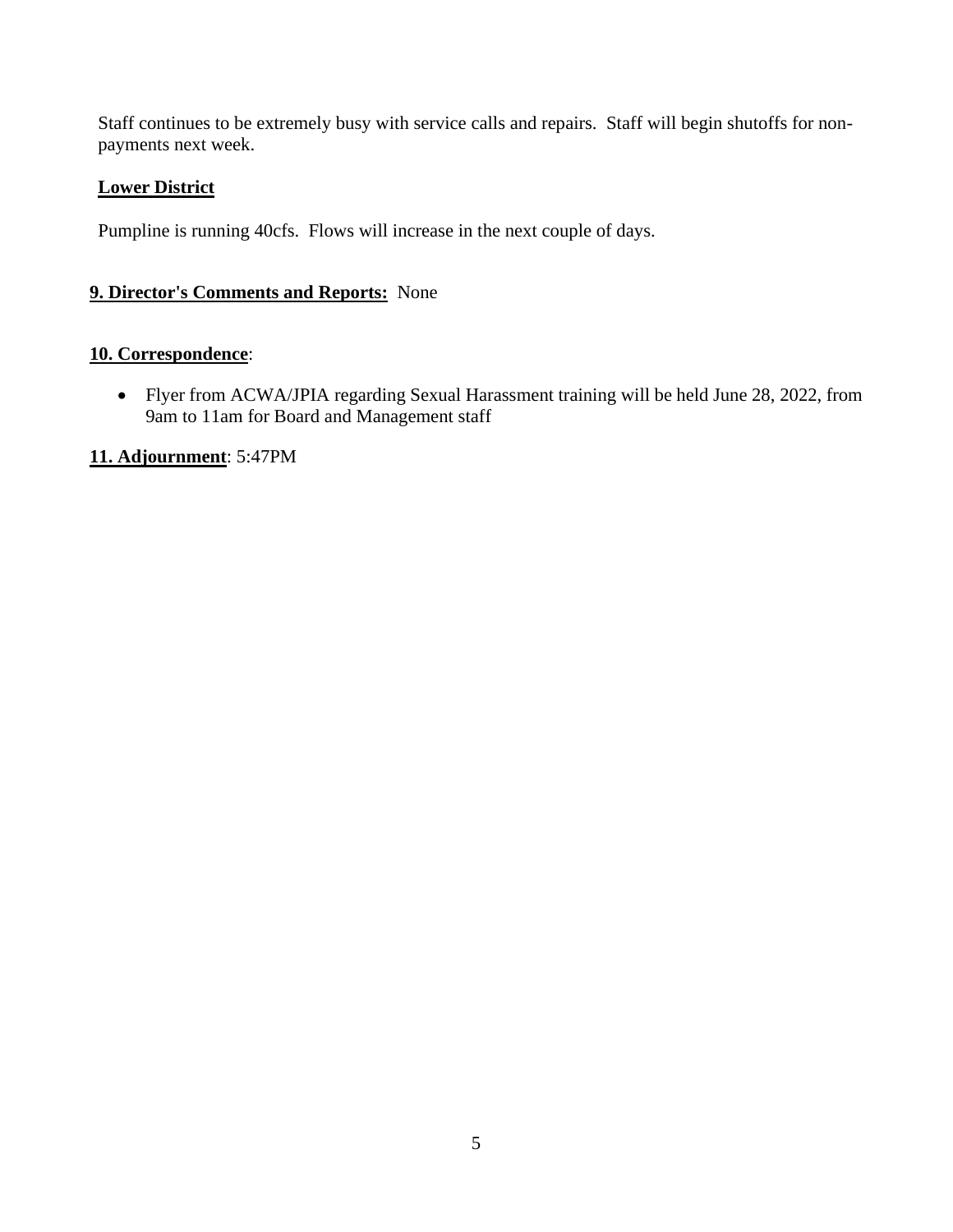Staff continues to be extremely busy with service calls and repairs. Staff will begin shutoffs for non-payments next week.

**Lower District**

Pumpline is running 40cfs. Flows will increase in the next couple of days.

**9. Director's Comments and Reports:** None

**10. Correspondence**:

- Flyer from ACWA/JPIA regarding Sexual Harassment training will be held June 28, 2022, from 9am to 11am for Board and Management staff

**11. Adjournment**: 5:47PM